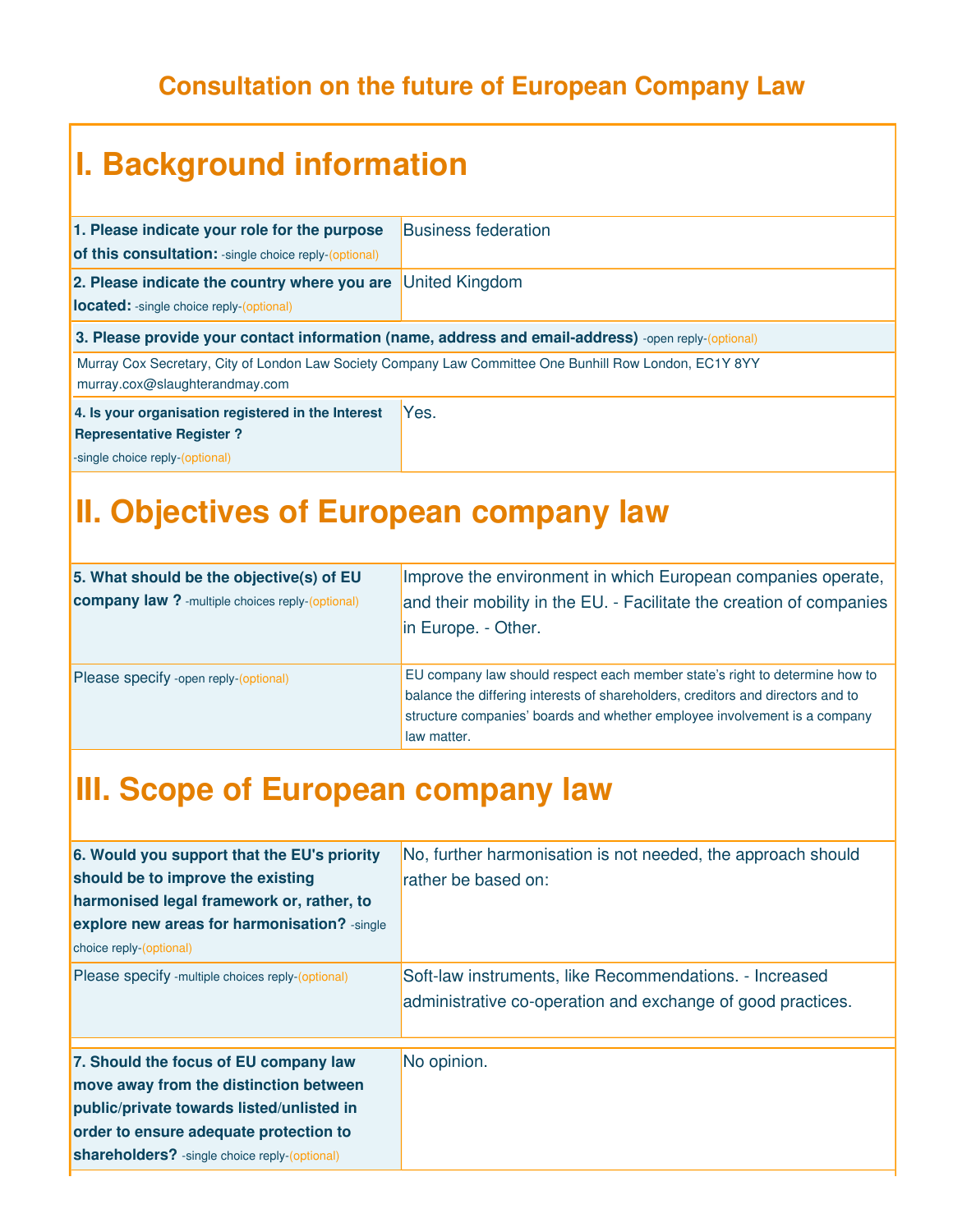# Consultation on the future of European Company Law

## I. Background information

| | |
|---|---|
| **1. Please indicate your role for the purpose of this consultation:** -single choice reply-(optional) | Business federation |
| **2. Please indicate the country where you are located:** -single choice reply-(optional) | United Kingdom |
| **3. Please provide your contact information (name, address and email-address)** -open reply-(optional) | |
| Murray Cox Secretary, City of London Law Society Company Law Committee One Bunhill Row London, EC1Y 8YY murray.cox@slaughterandmay.com | |
| **4. Is your organisation registered in the Interest Representative Register ?** -single choice reply-(optional) | Yes. |

## II. Objectives of European company law

| | |
|---|---|
| **5. What should be the objective(s) of EU company law ?** -multiple choices reply-(optional) | Improve the environment in which European companies operate, and their mobility in the EU. - Facilitate the creation of companies in Europe. - Other. |
| Please specify -open reply-(optional) | EU company law should respect each member state's right to determine how to balance the differing interests of shareholders, creditors and directors and to structure companies' boards and whether employee involvement is a company law matter. |

## III. Scope of European company law

| | |
|---|---|
| **6. Would you support that the EU's priority should be to improve the existing harmonised legal framework or, rather, to explore new areas for harmonisation?** -single choice reply-(optional) | No, further harmonisation is not needed, the approach should rather be based on: |
| Please specify -multiple choices reply-(optional) | Soft-law instruments, like Recommendations. - Increased administrative co-operation and exchange of good practices. |
| **7. Should the focus of EU company law move away from the distinction between public/private towards listed/unlisted in order to ensure adequate protection to shareholders?** -single choice reply-(optional) | No opinion. |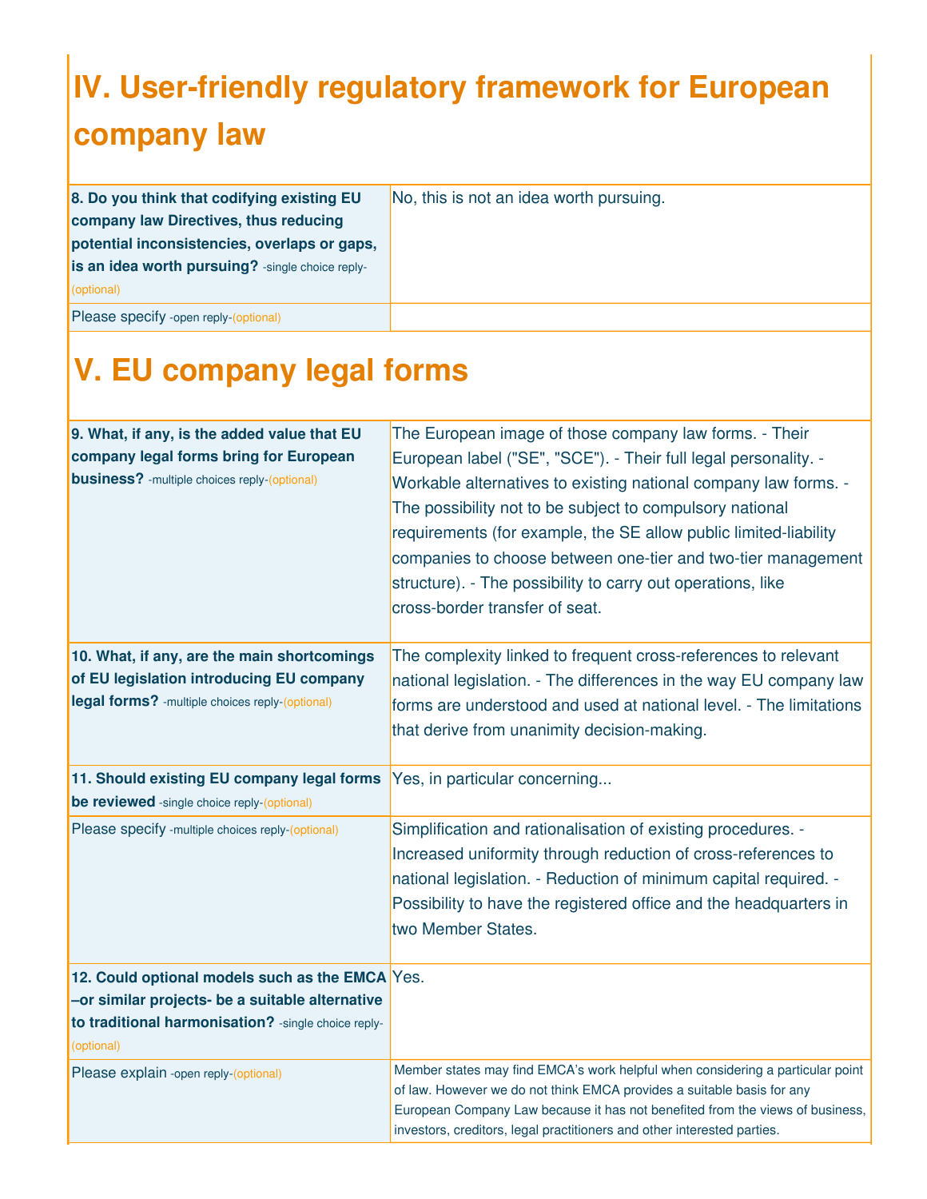## IV. User-friendly regulatory framework for European company law

| | |
|---|---|
| **8. Do you think that codifying existing EU company law Directives, thus reducing potential inconsistencies, overlaps or gaps, is an idea worth pursuing?** -single choice reply-(optional) | No, this is not an idea worth pursuing. |
| Please specify -open reply-(optional) | |

## V. EU company legal forms

| | |
|---|---|
| **9. What, if any, is the added value that EU company legal forms bring for European business?** -multiple choices reply-(optional) | The European image of those company law forms. - Their European label ("SE", "SCE"). - Their full legal personality. - Workable alternatives to existing national company law forms. - The possibility not to be subject to compulsory national requirements (for example, the SE allow public limited-liability companies to choose between one-tier and two-tier management structure). - The possibility to carry out operations, like cross-border transfer of seat. |
| **10. What, if any, are the main shortcomings of EU legislation introducing EU company legal forms?** -multiple choices reply-(optional) | The complexity linked to frequent cross-references to relevant national legislation. - The differences in the way EU company law forms are understood and used at national level. - The limitations that derive from unanimity decision-making. |
| **11. Should existing EU company legal forms be reviewed** -single choice reply-(optional) | Yes, in particular concerning... |
| Please specify -multiple choices reply-(optional) | Simplification and rationalisation of existing procedures. - Increased uniformity through reduction of cross-references to national legislation. - Reduction of minimum capital required. - Possibility to have the registered office and the headquarters in two Member States. |
| **12. Could optional models such as the EMCA –or similar projects- be a suitable alternative to traditional harmonisation?** -single choice reply-(optional) | Yes. |
| Please explain -open reply-(optional) | Member states may find EMCA's work helpful when considering a particular point of law. However we do not think EMCA provides a suitable basis for any European Company Law because it has not benefited from the views of business, investors, creditors, legal practitioners and other interested parties. |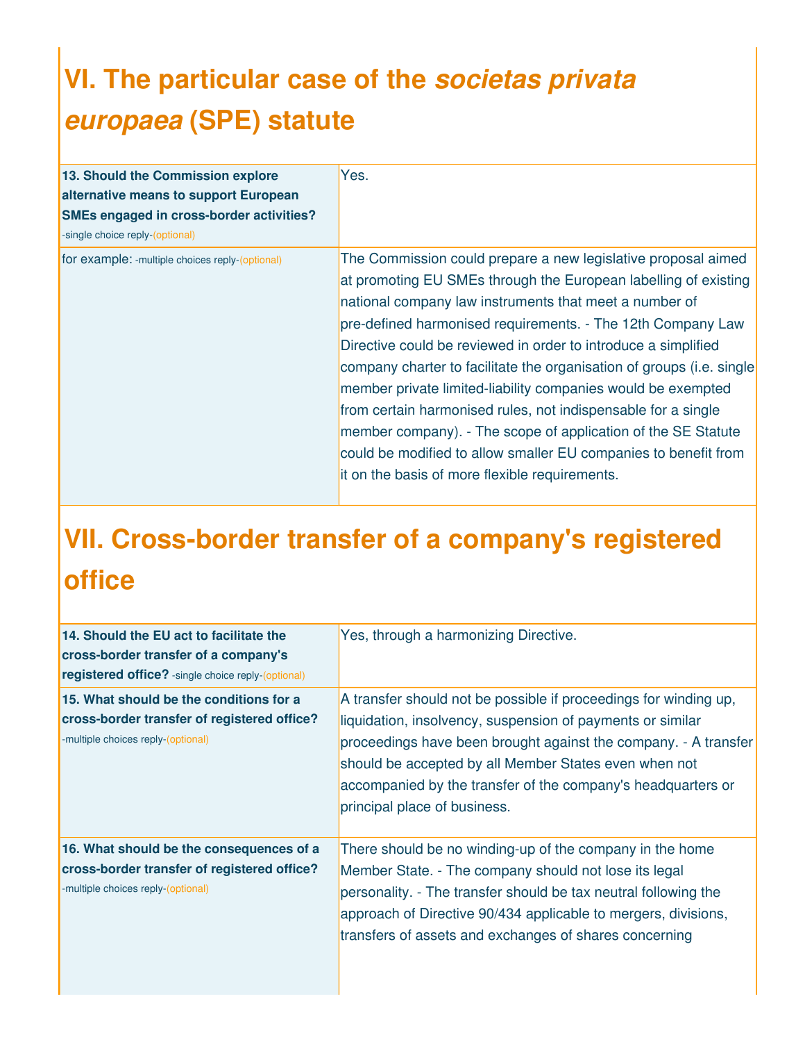## VI. The particular case of the *societas privata europaea* (SPE) statute

| | |
|---|---|
| **13. Should the Commission explore alternative means to support European SMEs engaged in cross-border activities?** -single choice reply-(optional) | Yes. |
| for example: -multiple choices reply-(optional) | The Commission could prepare a new legislative proposal aimed at promoting EU SMEs through the European labelling of existing national company law instruments that meet a number of pre-defined harmonised requirements. - The 12th Company Law Directive could be reviewed in order to introduce a simplified company charter to facilitate the organisation of groups (i.e. single member private limited-liability companies would be exempted from certain harmonised rules, not indispensable for a single member company). - The scope of application of the SE Statute could be modified to allow smaller EU companies to benefit from it on the basis of more flexible requirements. |

## VII. Cross-border transfer of a company's registered office

| | |
|---|---|
| **14. Should the EU act to facilitate the cross-border transfer of a company's registered office?** -single choice reply-(optional) | Yes, through a harmonizing Directive. |
| **15. What should be the conditions for a cross-border transfer of registered office?** -multiple choices reply-(optional) | A transfer should not be possible if proceedings for winding up, liquidation, insolvency, suspension of payments or similar proceedings have been brought against the company. - A transfer should be accepted by all Member States even when not accompanied by the transfer of the company's headquarters or principal place of business. |
| **16. What should be the consequences of a cross-border transfer of registered office?** -multiple choices reply-(optional) | There should be no winding-up of the company in the home Member State. - The company should not lose its legal personality. - The transfer should be tax neutral following the approach of Directive 90/434 applicable to mergers, divisions, transfers of assets and exchanges of shares concerning |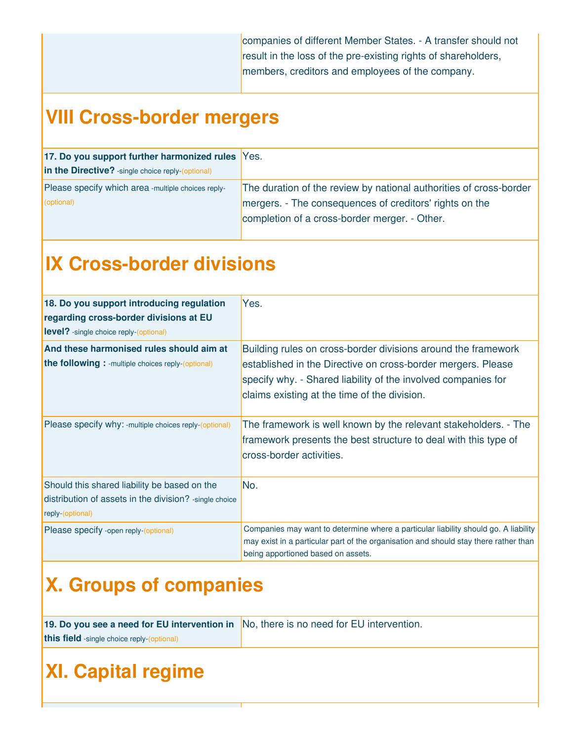| | companies of different Member States. - A transfer should not result in the loss of the pre-existing rights of shareholders, members, creditors and employees of the company. |
|---|---|

## VIII Cross-border mergers

| | |
|---|---|
| **17. Do you support further harmonized rules in the Directive?** -single choice reply-(optional) | Yes. |
| Please specify which area -multiple choices reply-(optional) | The duration of the review by national authorities of cross-border mergers. - The consequences of creditors' rights on the completion of a cross-border merger. - Other. |

## IX Cross-border divisions

| | |
|---|---|
| **18. Do you support introducing regulation regarding cross-border divisions at EU level?** -single choice reply-(optional) | Yes. |
| **And these harmonised rules should aim at the following :** -multiple choices reply-(optional) | Building rules on cross-border divisions around the framework established in the Directive on cross-border mergers. Please specify why. - Shared liability of the involved companies for claims existing at the time of the division. |
| Please specify why: -multiple choices reply-(optional) | The framework is well known by the relevant stakeholders. - The framework presents the best structure to deal with this type of cross-border activities. |
| Should this shared liability be based on the distribution of assets in the division? -single choice reply-(optional) | No. |
| Please specify -open reply-(optional) | Companies may want to determine where a particular liability should go. A liability may exist in a particular part of the organisation and should stay there rather than being apportioned based on assets. |

## X. Groups of companies

| | |
|---|---|
| **19. Do you see a need for EU intervention in this field** -single choice reply-(optional) | No, there is no need for EU intervention. |

## XI. Capital regime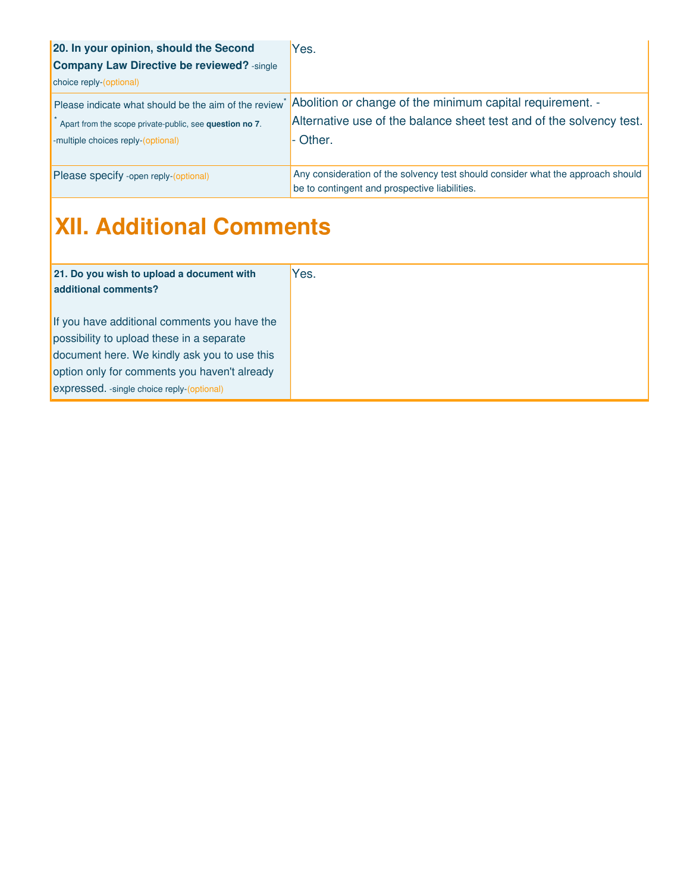| | |
|---|---|
| **20. In your opinion, should the Second Company Law Directive be reviewed?** -single choice reply-(optional) | Yes. |
| Please indicate what should be the aim of the review* <br> * Apart from the scope private-public, see **question no 7**. <br> -multiple choices reply-(optional) | Abolition or change of the minimum capital requirement. - Alternative use of the balance sheet test and of the solvency test. - Other. |
| Please specify -open reply-(optional) | Any consideration of the solvency test should consider what the approach should be to contingent and prospective liabilities. |

# XII. Additional Comments

| | |
|---|---|
| **21. Do you wish to upload a document with additional comments?** <br><br> If you have additional comments you have the possibility to upload these in a separate document here. We kindly ask you to use this option only for comments you haven't already expressed. -single choice reply-(optional) | Yes. |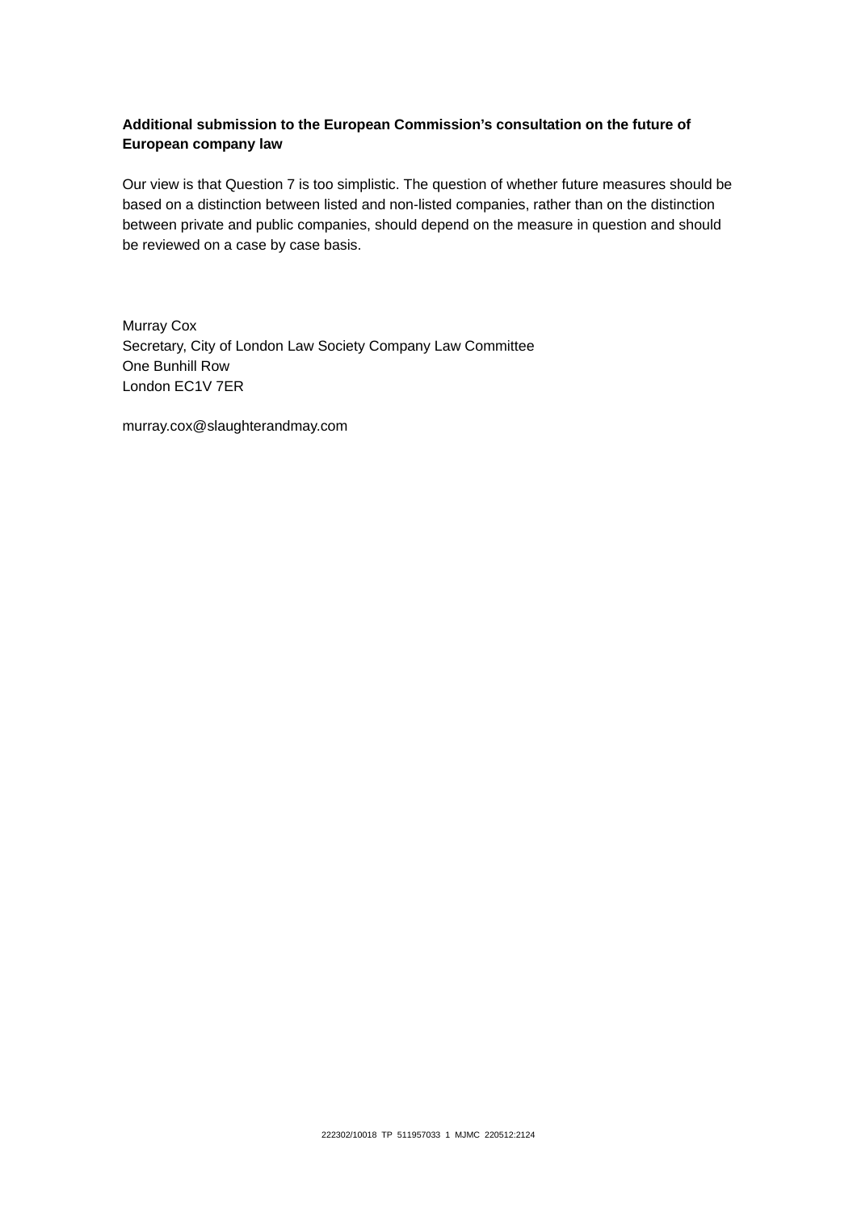**Additional submission to the European Commission's consultation on the future of European company law**

Our view is that Question 7 is too simplistic. The question of whether future measures should be based on a distinction between listed and non-listed companies, rather than on the distinction between private and public companies, should depend on the measure in question and should be reviewed on a case by case basis.

Murray Cox
Secretary, City of London Law Society Company Law Committee
One Bunhill Row
London EC1V 7ER

murray.cox@slaughterandmay.com

222302/10018 TP 511957033 1 MJMC 220512:2124